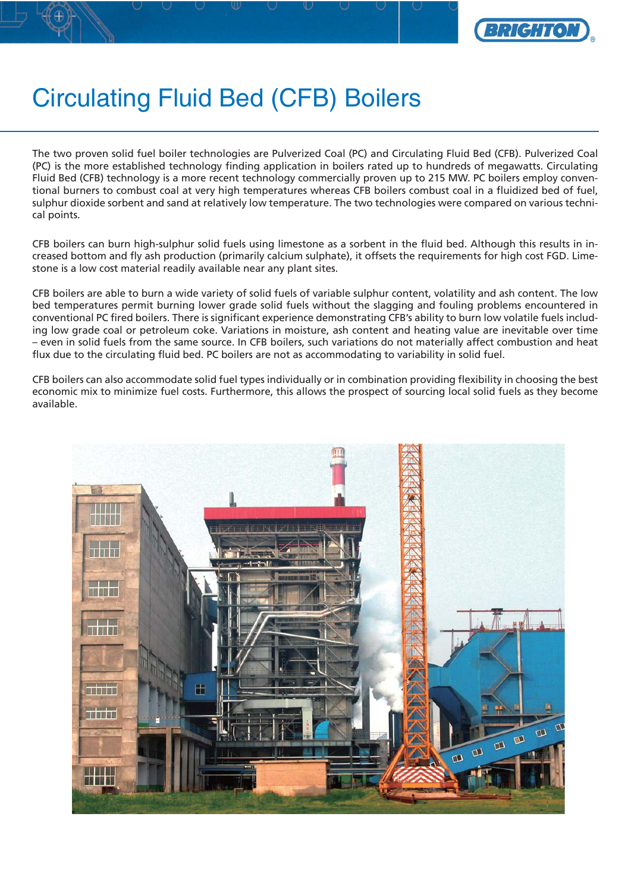# Circulating Fluid Bed (CFB) Boilers

The two proven solid fuel boiler technologies are Pulverized Coal (PC) and Circulating Fluid Bed (CFB). Pulverized Coal (PC) is the more established technology finding application in boilers rated up to hundreds of megawatts. Circulating Fluid Bed (CFB) technology is a more recent technology commercially proven up to 215 MW. PC boilers employ conventional burners to combust coal at very high temperatures whereas CFB boilers combust coal in a fluidized bed of fuel, sulphur dioxide sorbent and sand at relatively low temperature. The two technologies were compared on various technical points.

CFB boilers can burn high-sulphur solid fuels using limestone as a sorbent in the fluid bed. Although this results in increased bottom and fly ash production (primarily calcium sulphate), it offsets the requirements for high cost FGD. Limestone is a low cost material readily available near any plant sites.

CFB boilers are able to burn a wide variety of solid fuels of variable sulphur content, volatility and ash content. The low bed temperatures permit burning lower grade solid fuels without the slagging and fouling problems encountered in conventional PC fired boilers. There is significant experience demonstrating CFB's ability to burn low volatile fuels including low grade coal or petroleum coke. Variations in moisture, ash content and heating value are inevitable over time – even in solid fuels from the same source. In CFB boilers, such variations do not materially affect combustion and heat flux due to the circulating fluid bed. PC boilers are not as accommodating to variability in solid fuel.

CFB boilers can also accommodate solid fuel types individually or in combination providing flexibility in choosing the best economic mix to minimize fuel costs. Furthermore, this allows the prospect of sourcing local solid fuels as they become available.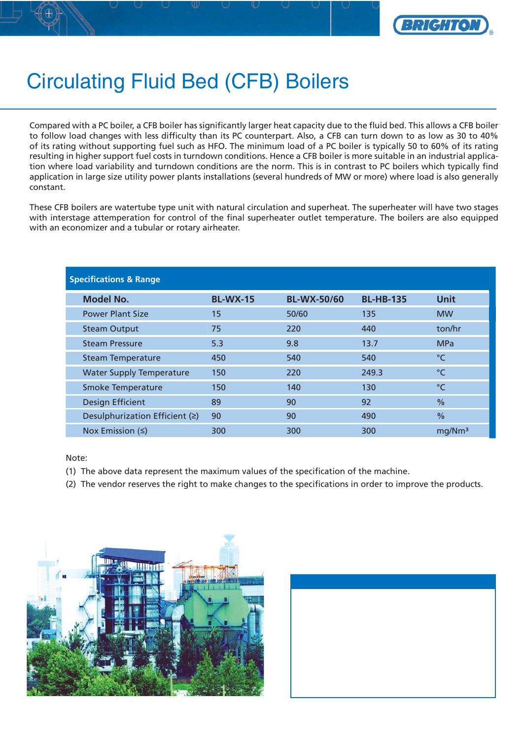# Circulating Fluid Bed (CFB) Boilers

Compared with a PC boiler, a CFB boiler has significantly larger heat capacity due to the fluid bed. This allows a CFB boiler to follow load changes with less difficulty than its PC counterpart. Also, a CFB can turn down to as low as 30 to 40% of its rating without supporting fuel such as HFO. The minimum load of a PC boiler is typically 50 to 60% of its rating resulting in higher support fuel costs in turndown conditions. Hence a CFB boiler is more suitable in an industrial application where load variability and turndown conditions are the norm. This is in contrast to PC boilers which typically find application in large size utility power plants installations (several hundreds of MW or more) where load is also generally constant.

These CFB boilers are watertube type unit with natural circulation and superheat. The superheater will have two stages with interstage attemperation for control of the final superheater outlet temperature. The boilers are also equipped with an economizer and a tubular or rotary airheater.

**Specifications & Range**

| Model No. | BL-WX-15 | BL-WX-50/60 | BL-HB-135 | Unit |
|---|---|---|---|---|
| Power Plant Size | 15 | 50/60 | 135 | MW |
| Steam Output | 75 | 220 | 440 | ton/hr |
| Steam Pressure | 5.3 | 9.8 | 13.7 | MPa |
| Steam Temperature | 450 | 540 | 540 | °C |
| Water Supply Temperature | 150 | 220 | 249.3 | °C |
| Smoke Temperature | 150 | 140 | 130 | °C |
| Design Efficient | 89 | 90 | 92 | % |
| Desulphurization Efficient (≥) | 90 | 90 | 490 | % |
| Nox Emission (≤) | 300 | 300 | 300 | mg/Nm³ |

Note:

(1) The above data represent the maximum values of the specification of the machine.

(2) The vendor reserves the right to make changes to the specifications in order to improve the products.